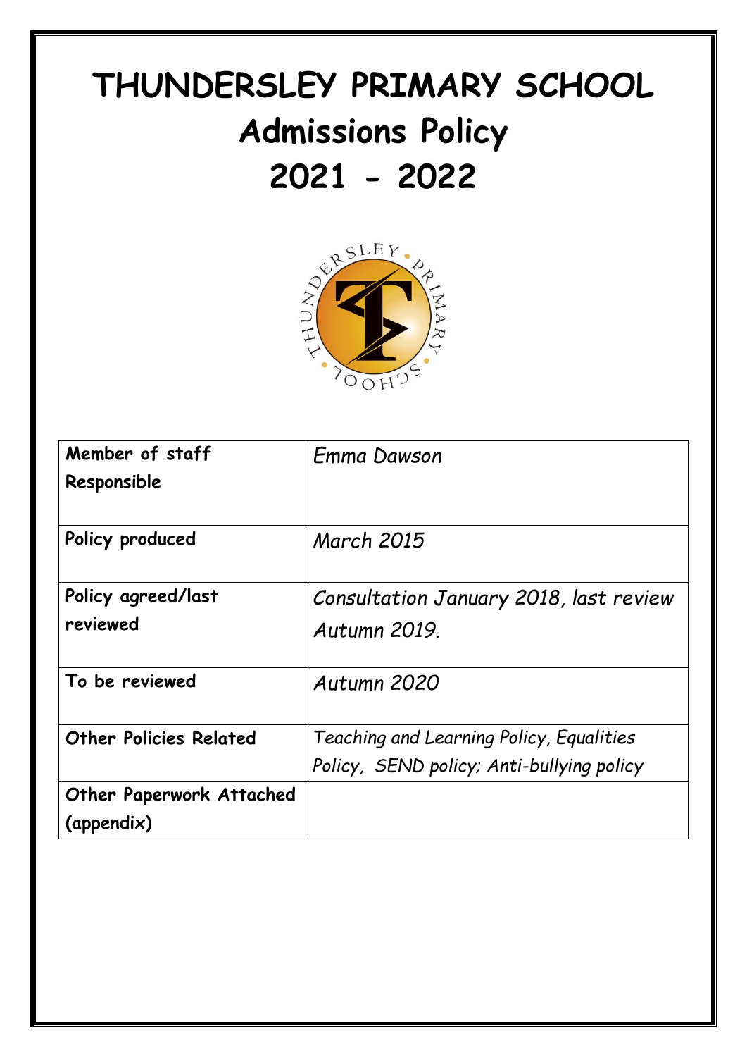# THUNDERSLEY PRIMARY SCHOOL
# Admissions Policy
# 2021 - 2022

| | |
|---|---|
| **Member of staff Responsible** | *Emma Dawson* |
| **Policy produced** | *March 2015* |
| **Policy agreed/last reviewed** | *Consultation January 2018, last review Autumn 2019.* |
| **To be reviewed** | *Autumn 2020* |
| **Other Policies Related** | *Teaching and Learning Policy, Equalities Policy, SEND policy; Anti-bullying policy* |
| **Other Paperwork Attached (appendix)** | |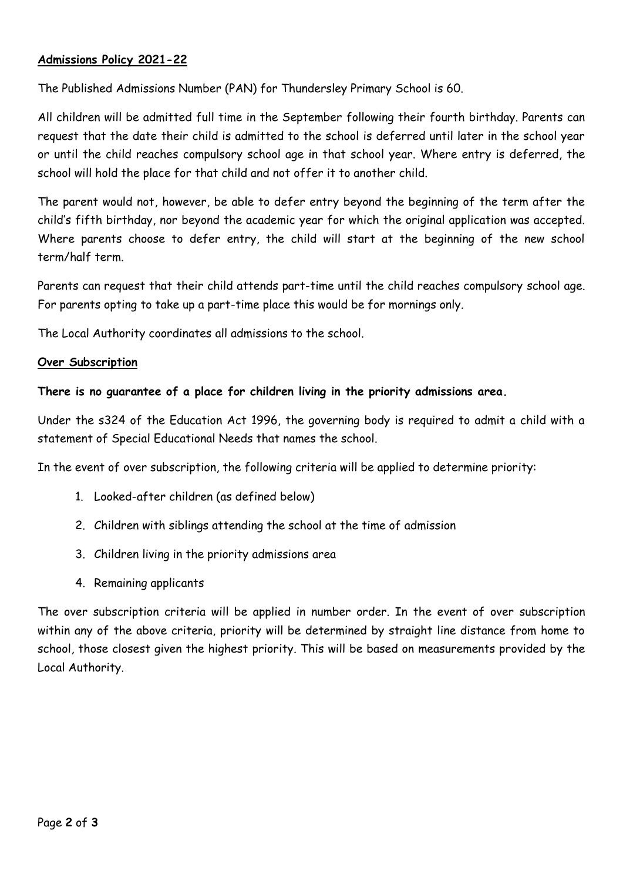## **Admissions Policy 2021-22**

The Published Admissions Number (PAN) for Thundersley Primary School is 60.

All children will be admitted full time in the September following their fourth birthday. Parents can request that the date their child is admitted to the school is deferred until later in the school year or until the child reaches compulsory school age in that school year. Where entry is deferred, the school will hold the place for that child and not offer it to another child.

The parent would not, however, be able to defer entry beyond the beginning of the term after the child's fifth birthday, nor beyond the academic year for which the original application was accepted. Where parents choose to defer entry, the child will start at the beginning of the new school term/half term.

Parents can request that their child attends part-time until the child reaches compulsory school age. For parents opting to take up a part-time place this would be for mornings only.

The Local Authority coordinates all admissions to the school.

### **Over Subscription**

**There is no guarantee of a place for children living in the priority admissions area.**

Under the s324 of the Education Act 1996, the governing body is required to admit a child with a statement of Special Educational Needs that names the school.

In the event of over subscription, the following criteria will be applied to determine priority:

1. Looked-after children (as defined below)
2. Children with siblings attending the school at the time of admission
3. Children living in the priority admissions area
4. Remaining applicants

The over subscription criteria will be applied in number order. In the event of over subscription within any of the above criteria, priority will be determined by straight line distance from home to school, those closest given the highest priority. This will be based on measurements provided by the Local Authority.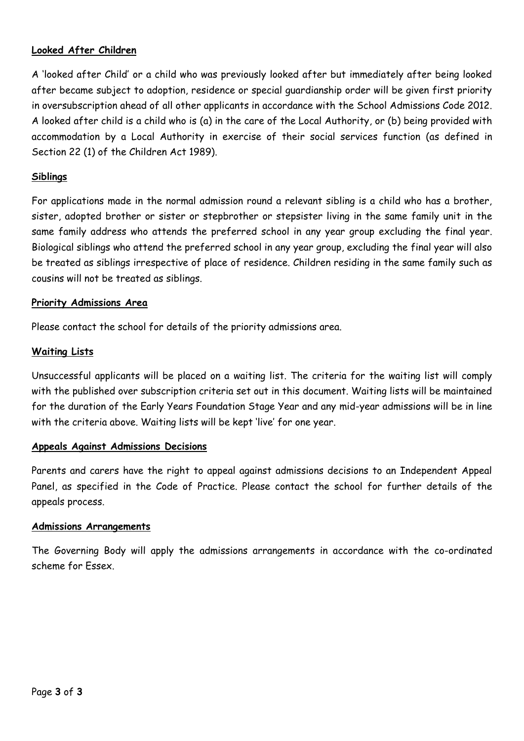**Looked After Children**

A 'looked after Child' or a child who was previously looked after but immediately after being looked after became subject to adoption, residence or special guardianship order will be given first priority in oversubscription ahead of all other applicants in accordance with the School Admissions Code 2012. A looked after child is a child who is (a) in the care of the Local Authority, or (b) being provided with accommodation by a Local Authority in exercise of their social services function (as defined in Section 22 (1) of the Children Act 1989).

**Siblings**

For applications made in the normal admission round a relevant sibling is a child who has a brother, sister, adopted brother or sister or stepbrother or stepsister living in the same family unit in the same family address who attends the preferred school in any year group excluding the final year. Biological siblings who attend the preferred school in any year group, excluding the final year will also be treated as siblings irrespective of place of residence. Children residing in the same family such as cousins will not be treated as siblings.

**Priority Admissions Area**

Please contact the school for details of the priority admissions area.

**Waiting Lists**

Unsuccessful applicants will be placed on a waiting list. The criteria for the waiting list will comply with the published over subscription criteria set out in this document. Waiting lists will be maintained for the duration of the Early Years Foundation Stage Year and any mid-year admissions will be in line with the criteria above. Waiting lists will be kept 'live' for one year.

**Appeals Against Admissions Decisions**

Parents and carers have the right to appeal against admissions decisions to an Independent Appeal Panel, as specified in the Code of Practice. Please contact the school for further details of the appeals process.

**Admissions Arrangements**

The Governing Body will apply the admissions arrangements in accordance with the co-ordinated scheme for Essex.